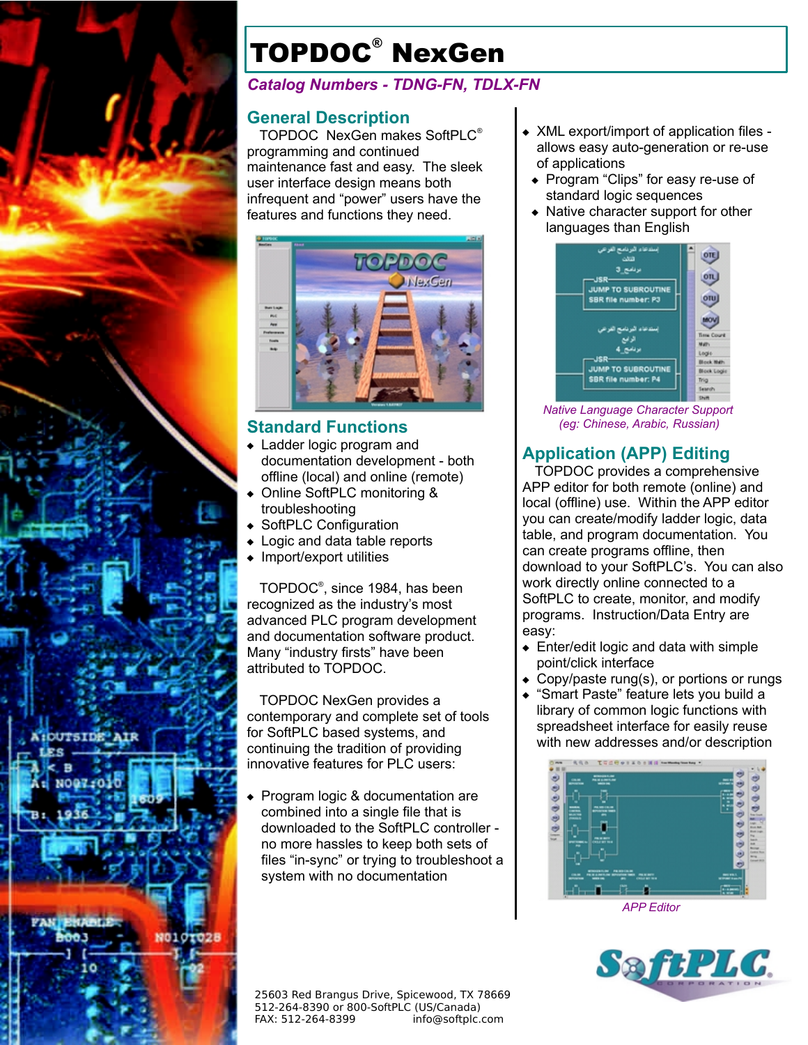# TOPDOC® NexGen

*Catalog Numbers - TDNG-FN, TDLX-FN*

## General Description

TOPDOC NexGen makes SoftPLC® programming and continued maintenance fast and easy. The sleek user interface design means both infrequent and "power" users have the features and functions they need.

## Standard Functions

- Ladder logic program and documentation development - both offline (local) and online (remote)
- Online SoftPLC monitoring & troubleshooting
- SoftPLC Configuration
- Logic and data table reports
- Import/export utilities

TOPDOC®, since 1984, has been recognized as the industry's most advanced PLC program development and documentation software product. Many "industry firsts" have been attributed to TOPDOC.

TOPDOC NexGen provides a contemporary and complete set of tools for SoftPLC based systems, and continuing the tradition of providing innovative features for PLC users:

- Program logic & documentation are combined into a single file that is downloaded to the SoftPLC controller - no more hassles to keep both sets of files "in-sync" or trying to troubleshoot a system with no documentation
- XML export/import of application files - allows easy auto-generation or re-use of applications
- Program "Clips" for easy re-use of standard logic sequences
- Native character support for other languages than English

*Native Language Character Support (eg: Chinese, Arabic, Russian)*

## Application (APP) Editing

TOPDOC provides a comprehensive APP editor for both remote (online) and local (offline) use. Within the APP editor you can create/modify ladder logic, data table, and program documentation. You can create programs offline, then download to your SoftPLC's. You can also work directly online connected to a SoftPLC to create, monitor, and modify programs. Instruction/Data Entry are easy:

- Enter/edit logic and data with simple point/click interface
- Copy/paste rung(s), or portions or rungs
- "Smart Paste" feature lets you build a library of common logic functions with spreadsheet interface for easily reuse with new addresses and/or description

*APP Editor*

25603 Red Brangus Drive, Spicewood, TX 78669
512-264-8390 or 800-SoftPLC (US/Canada)
FAX: 512-264-8399 info@softplc.com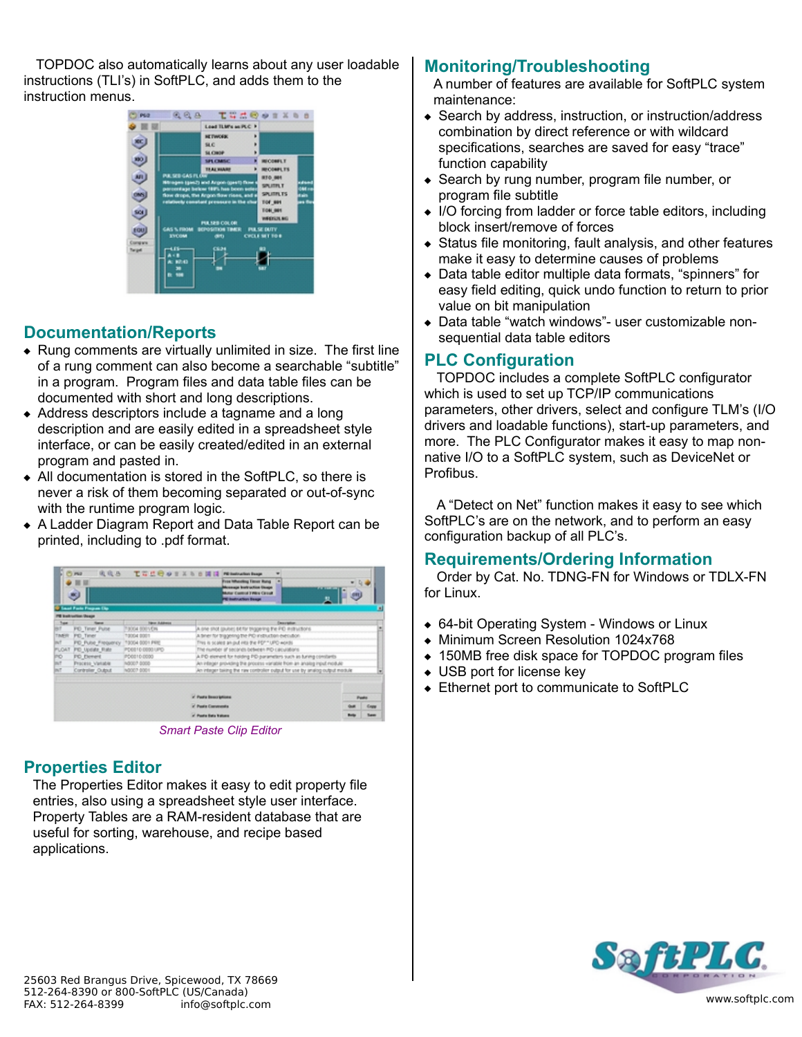TOPDOC also automatically learns about any user loadable instructions (TLI's) in SoftPLC, and adds them to the instruction menus.

## Documentation/Reports

- Rung comments are virtually unlimited in size. The first line of a rung comment can also become a searchable "subtitle" in a program. Program files and data table files can be documented with short and long descriptions.
- Address descriptors include a tagname and a long description and are easily edited in a spreadsheet style interface, or can be easily created/edited in an external program and pasted in.
- All documentation is stored in the SoftPLC, so there is never a risk of them becoming separated or out-of-sync with the runtime program logic.
- A Ladder Diagram Report and Data Table Report can be printed, including to .pdf format.

*Smart Paste Clip Editor*

## Properties Editor

The Properties Editor makes it easy to edit property file entries, also using a spreadsheet style user interface. Property Tables are a RAM-resident database that are useful for sorting, warehouse, and recipe based applications.

## Monitoring/Troubleshooting

A number of features are available for SoftPLC system maintenance:

- Search by address, instruction, or instruction/address combination by direct reference or with wildcard specifications, searches are saved for easy "trace" function capability
- Search by rung number, program file number, or program file subtitle
- I/O forcing from ladder or force table editors, including block insert/remove of forces
- Status file monitoring, fault analysis, and other features make it easy to determine causes of problems
- Data table editor multiple data formats, "spinners" for easy field editing, quick undo function to return to prior value on bit manipulation
- Data table "watch windows"- user customizable non-sequential data table editors

## PLC Configuration

TOPDOC includes a complete SoftPLC configurator which is used to set up TCP/IP communications parameters, other drivers, select and configure TLM's (I/O drivers and loadable functions), start-up parameters, and more. The PLC Configurator makes it easy to map non-native I/O to a SoftPLC system, such as DeviceNet or Profibus.

A "Detect on Net" function makes it easy to see which SoftPLC's are on the network, and to perform an easy configuration backup of all PLC's.

## Requirements/Ordering Information

Order by Cat. No. TDNG-FN for Windows or TDLX-FN for Linux.

- 64-bit Operating System - Windows or Linux
- Minimum Screen Resolution 1024x768
- 150MB free disk space for TOPDOC program files
- USB port for license key
- Ethernet port to communicate to SoftPLC

25603 Red Brangus Drive, Spicewood, TX 78669
512-264-8390 or 800-SoftPLC (US/Canada)
FAX: 512-264-8399 info@softplc.com

www.softplc.com